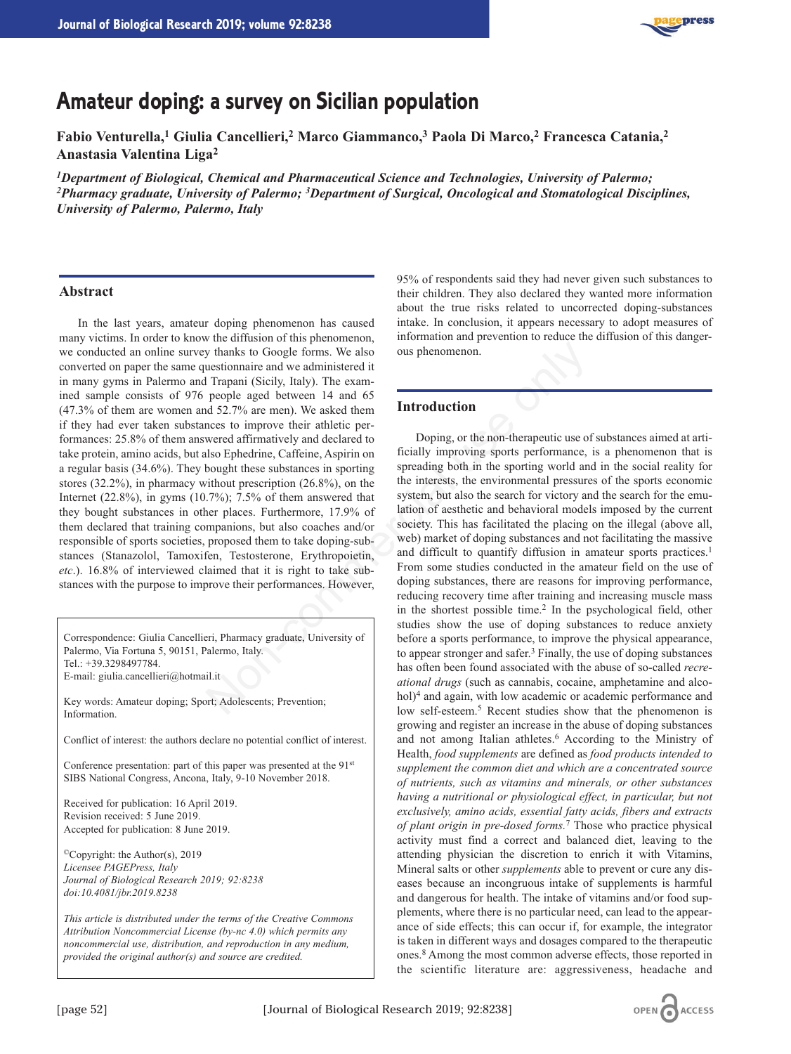# Amateur doping: a survey on Sicilian population

**Fabio Venturella,[1] Giulia Cancellieri,[2] Marco Giammanco,[3] Paola Di Marco,[2] Francesca Catania,[2] Anastasia Valentina Liga[2]**

*[1]Department of Biological, Chemical and Pharmaceutical Science and Technologies, University of Palermo; [2]Pharmacy graduate, University of Palermo; [3]Department of Surgical, Oncological and Stomatological Disciplines, University of Palermo, Palermo, Italy*

## Abstract

In the last years, amateur doping phenomenon has caused many victims. In order to know the diffusion of this phenomenon, we conducted an online survey thanks to Google forms. We also converted on paper the same questionnaire and we administered it in many gyms in Palermo and Trapani (Sicily, Italy). The examined sample consists of 976 people aged between 14 and 65 (47.3% of them are women and 52.7% are men). We asked them if they had ever taken substances to improve their athletic performances: 25.8% of them answered affirmatively and declared to take protein, amino acids, but also Ephedrine, Caffeine, Aspirin on a regular basis (34.6%). They bought these substances in sporting stores (32.2%), in pharmacy without prescription (26.8%), on the Internet (22.8%), in gyms (10.7%); 7.5% of them answered that they bought substances in other places. Furthermore, 17.9% of them declared that training companions, but also coaches and/or responsible of sports societies, proposed them to take doping-substances (Stanazolol, Tamoxifen, Testosterone, Erythropoietin, *etc*.). 16.8% of interviewed claimed that it is right to take substances with the purpose to improve their performances. However, 95% of respondents said they had never given such substances to their children. They also declared they wanted more information about the true risks related to uncorrected doping-substances intake. In conclusion, it appears necessary to adopt measures of information and prevention to reduce the diffusion of this dangerous phenomenon.

Correspondence: Giulia Cancellieri, Pharmacy graduate, University of Palermo, Via Fortuna 5, 90151, Palermo, Italy.
Tel.: +39.3298497784.
E-mail: giulia.cancellieri@hotmail.it

Key words: Amateur doping; Sport; Adolescents; Prevention; Information.

Conflict of interest: the authors declare no potential conflict of interest.

Conference presentation: part of this paper was presented at the 91st SIBS National Congress, Ancona, Italy, 9-10 November 2018.

Received for publication: 16 April 2019.
Revision received: 5 June 2019.
Accepted for publication: 8 June 2019.

©Copyright: the Author(s), 2019
*Licensee PAGEPress, Italy*
*Journal of Biological Research 2019; 92:8238*
*doi:10.4081/jbr.2019.8238*

*This article is distributed under the terms of the Creative Commons Attribution Noncommercial License (by-nc 4.0) which permits any noncommercial use, distribution, and reproduction in any medium, provided the original author(s) and source are credited.*

## Introduction

Doping, or the non-therapeutic use of substances aimed at artificially improving sports performance, is a phenomenon that is spreading both in the sporting world and in the social reality for the interests, the environmental pressures of the sports economic system, but also the search for victory and the search for the emulation of aesthetic and behavioral models imposed by the current society. This has facilitated the placing on the illegal (above all, web) market of doping substances and not facilitating the massive and difficult to quantify diffusion in amateur sports practices.[1] From some studies conducted in the amateur field on the use of doping substances, there are reasons for improving performance, reducing recovery time after training and increasing muscle mass in the shortest possible time.[2] In the psychological field, other studies show the use of doping substances to reduce anxiety before a sports performance, to improve the physical appearance, to appear stronger and safer.[3] Finally, the use of doping substances has often been found associated with the abuse of so-called *recreational drugs* (such as cannabis, cocaine, amphetamine and alcohol)[4] and again, with low academic or academic performance and low self-esteem.[5] Recent studies show that the phenomenon is growing and register an increase in the abuse of doping substances and not among Italian athletes.[6] According to the Ministry of Health, *food supplements* are defined as *food products intended to supplement the common diet and which are a concentrated source of nutrients, such as vitamins and minerals, or other substances having a nutritional or physiological effect, in particular, but not exclusively, amino acids, essential fatty acids, fibers and extracts of plant origin in pre-dosed forms.*[7] Those who practice physical activity must find a correct and balanced diet, leaving to the attending physician the discretion to enrich it with Vitamins, Mineral salts or other *supplements* able to prevent or cure any diseases because an incongruous intake of supplements is harmful and dangerous for health. The intake of vitamins and/or food supplements, where there is no particular need, can lead to the appearance of side effects; this can occur if, for example, the integrator is taken in different ways and dosages compared to the therapeutic ones.[8] Among the most common adverse effects, those reported in the scientific literature are: aggressiveness, headache and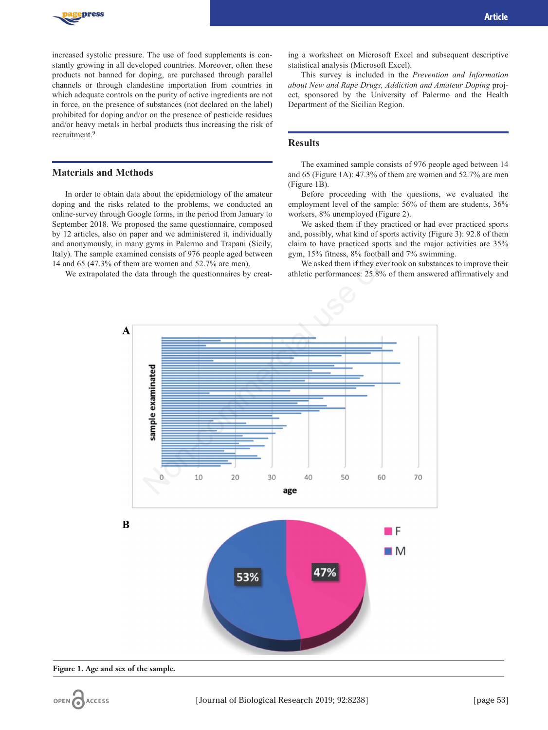increased systolic pressure. The use of food supplements is constantly growing in all developed countries. Moreover, often these products not banned for doping, are purchased through parallel channels or through clandestine importation from countries in which adequate controls on the purity of active ingredients are not in force, on the presence of substances (not declared on the label) prohibited for doping and/or on the presence of pesticide residues and/or heavy metals in herbal products thus increasing the risk of recruitment.[9]

## Materials and Methods

In order to obtain data about the epidemiology of the amateur doping and the risks related to the problems, we conducted an online-survey through Google forms, in the period from January to September 2018. We proposed the same questionnaire, composed by 12 articles, also on paper and we administered it, individually and anonymously, in many gyms in Palermo and Trapani (Sicily, Italy). The sample examined consists of 976 people aged between 14 and 65 (47.3% of them are women and 52.7% are men).

We extrapolated the data through the questionnaires by creating a worksheet on Microsoft Excel and subsequent descriptive statistical analysis (Microsoft Excel).

This survey is included in the *Prevention and Information about New and Rape Drugs, Addiction and Amateur Doping* project, sponsored by the University of Palermo and the Health Department of the Sicilian Region.

## Results

The examined sample consists of 976 people aged between 14 and 65 (Figure 1A): 47.3% of them are women and 52.7% are men (Figure 1B).

Before proceeding with the questions, we evaluated the employment level of the sample: 56% of them are students, 36% workers, 8% unemployed (Figure 2).

We asked them if they practiced or had ever practiced sports and, possibly, what kind of sports activity (Figure 3): 92.8 of them claim to have practiced sports and the major activities are 35% gym, 15% fitness, 8% football and 7% swimming.

We asked them if they ever took on substances to improve their athletic performances: 25.8% of them answered affirmatively and

**Figure 1. Age and sex of the sample.**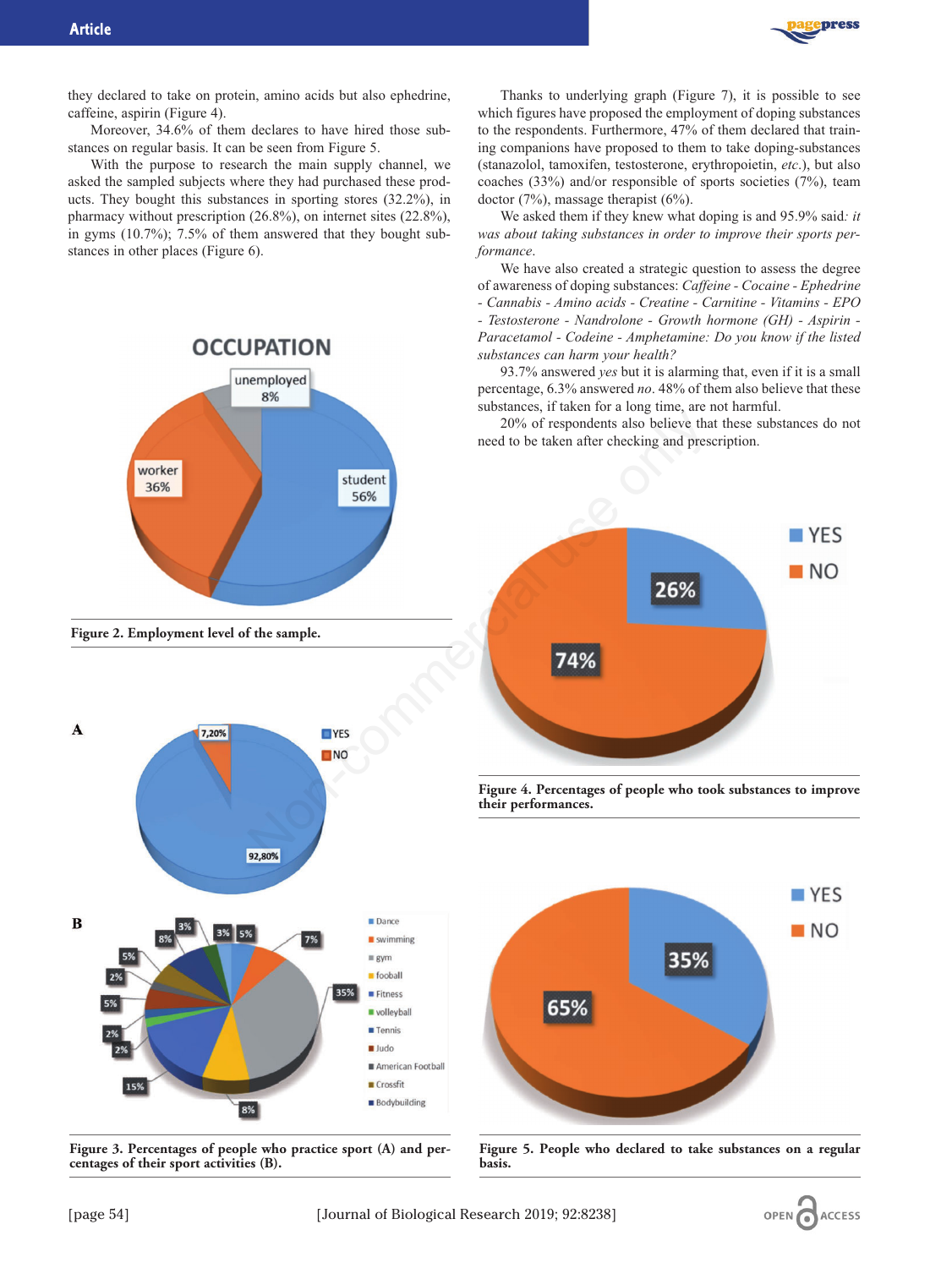they declared to take on protein, amino acids but also ephedrine, caffeine, aspirin (Figure 4).

Moreover, 34.6% of them declares to have hired those substances on regular basis. It can be seen from Figure 5.

With the purpose to research the main supply channel, we asked the sampled subjects where they had purchased these products. They bought this substances in sporting stores (32.2%), in pharmacy without prescription (26.8%), on internet sites (22.8%), in gyms (10.7%); 7.5% of them answered that they bought substances in other places (Figure 6).

Figure 2. Employment level of the sample.

Figure 3. Percentages of people who practice sport (A) and percentages of their sport activities (B).

Thanks to underlying graph (Figure 7), it is possible to see which figures have proposed the employment of doping substances to the respondents. Furthermore, 47% of them declared that training companions have proposed to them to take doping-substances (stanazolol, tamoxifen, testosterone, erythropoietin, *etc.*), but also coaches (33%) and/or responsible of sports societies (7%), team doctor (7%), massage therapist (6%).

We asked them if they knew what doping is and 95.9% said*: it was about taking substances in order to improve their sports performance*.

We have also created a strategic question to assess the degree of awareness of doping substances: *Caffeine - Cocaine - Ephedrine - Cannabis - Amino acids - Creatine - Carnitine - Vitamins - EPO - Testosterone - Nandrolone - Growth hormone (GH) - Aspirin - Paracetamol - Codeine - Amphetamine: Do you know if the listed substances can harm your health?*

93.7% answered *yes* but it is alarming that, even if it is a small percentage, 6.3% answered *no*. 48% of them also believe that these substances, if taken for a long time, are not harmful.

20% of respondents also believe that these substances do not need to be taken after checking and prescription.

Figure 4. Percentages of people who took substances to improve their performances.

Figure 5. People who declared to take substances on a regular basis.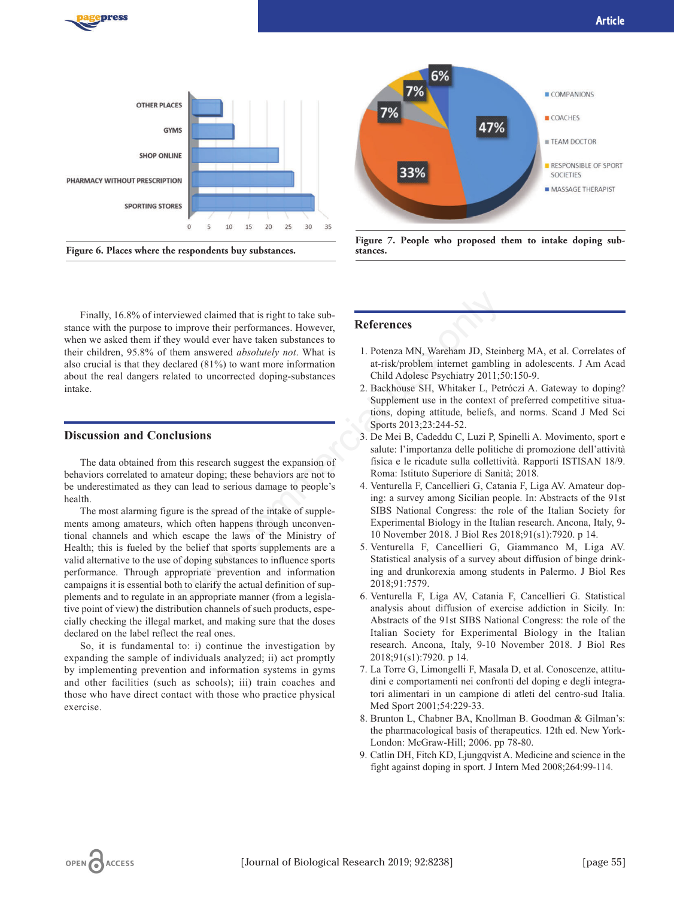OTHER PLACES
GYMS
SHOP ONLINE
PHARMACY WITHOUT PRESCRIPTION
SPORTING STORES
0 5 10 15 20 25 30 35

**Figure 6. Places where the respondents buy substances.**

6%
7%
7%
47%
33%
COMPANIONS
COACHES
TEAM DOCTOR
RESPONSIBLE OF SPORT SOCIETIES
MASSAGE THERAPIST

**Figure 7. People who proposed them to intake doping substances.**

Finally, 16.8% of interviewed claimed that is right to take substance with the purpose to improve their performances. However, when we asked them if they would ever have taken substances to their children, 95.8% of them answered *absolutely not*. What is also crucial is that they declared (81%) to want more information about the real dangers related to uncorrected doping-substances intake.

## Discussion and Conclusions

The data obtained from this research suggest the expansion of behaviors correlated to amateur doping; these behaviors are not to be underestimated as they can lead to serious damage to people's health.

The most alarming figure is the spread of the intake of supplements among amateurs, which often happens through unconventional channels and which escape the laws of the Ministry of Health; this is fueled by the belief that sports supplements are a valid alternative to the use of doping substances to influence sports performance. Through appropriate prevention and information campaigns it is essential both to clarify the actual definition of supplements and to regulate in an appropriate manner (from a legislative point of view) the distribution channels of such products, especially checking the illegal market, and making sure that the doses declared on the label reflect the real ones.

So, it is fundamental to: i) continue the investigation by expanding the sample of individuals analyzed; ii) act promptly by implementing prevention and information systems in gyms and other facilities (such as schools); iii) train coaches and those who have direct contact with those who practice physical exercise.

## References

1. Potenza MN, Wareham JD, Steinberg MA, et al. Correlates of at-risk/problem internet gambling in adolescents. J Am Acad Child Adolesc Psychiatry 2011;50:150-9.
2. Backhouse SH, Whitaker L, Petróczi A. Gateway to doping? Supplement use in the context of preferred competitive situations, doping attitude, beliefs, and norms. Scand J Med Sci Sports 2013;23:244-52.
3. De Mei B, Cadeddu C, Luzi P, Spinelli A. Movimento, sport e salute: l'importanza delle politiche di promozione dell'attività fisica e le ricadute sulla collettività. Rapporti ISTISAN 18/9. Roma: Istituto Superiore di Sanità; 2018.
4. Venturella F, Cancellieri G, Catania F, Liga AV. Amateur doping: a survey among Sicilian people. In: Abstracts of the 91st SIBS National Congress: the role of the Italian Society for Experimental Biology in the Italian research. Ancona, Italy, 9-10 November 2018. J Biol Res 2018;91(s1):7920. p 14.
5. Venturella F, Cancellieri G, Giammanco M, Liga AV. Statistical analysis of a survey about diffusion of binge drinking and drunkorexia among students in Palermo. J Biol Res 2018;91:7579.
6. Venturella F, Liga AV, Catania F, Cancellieri G. Statistical analysis about diffusion of exercise addiction in Sicily. In: Abstracts of the 91st SIBS National Congress: the role of the Italian Society for Experimental Biology in the Italian research. Ancona, Italy, 9-10 November 2018. J Biol Res 2018;91(s1):7920. p 14.
7. La Torre G, Limongelli F, Masala D, et al. Conoscenze, attitudini e comportamenti nei confronti del doping e degli integratori alimentari in un campione di atleti del centro-sud Italia. Med Sport 2001;54:229-33.
8. Brunton L, Chabner BA, Knollman B. Goodman & Gilman's: the pharmacological basis of therapeutics. 12th ed. New York-London: McGraw-Hill; 2006. pp 78-80.
9. Catlin DH, Fitch KD, Ljungqvist A. Medicine and science in the fight against doping in sport. J Intern Med 2008;264:99-114.